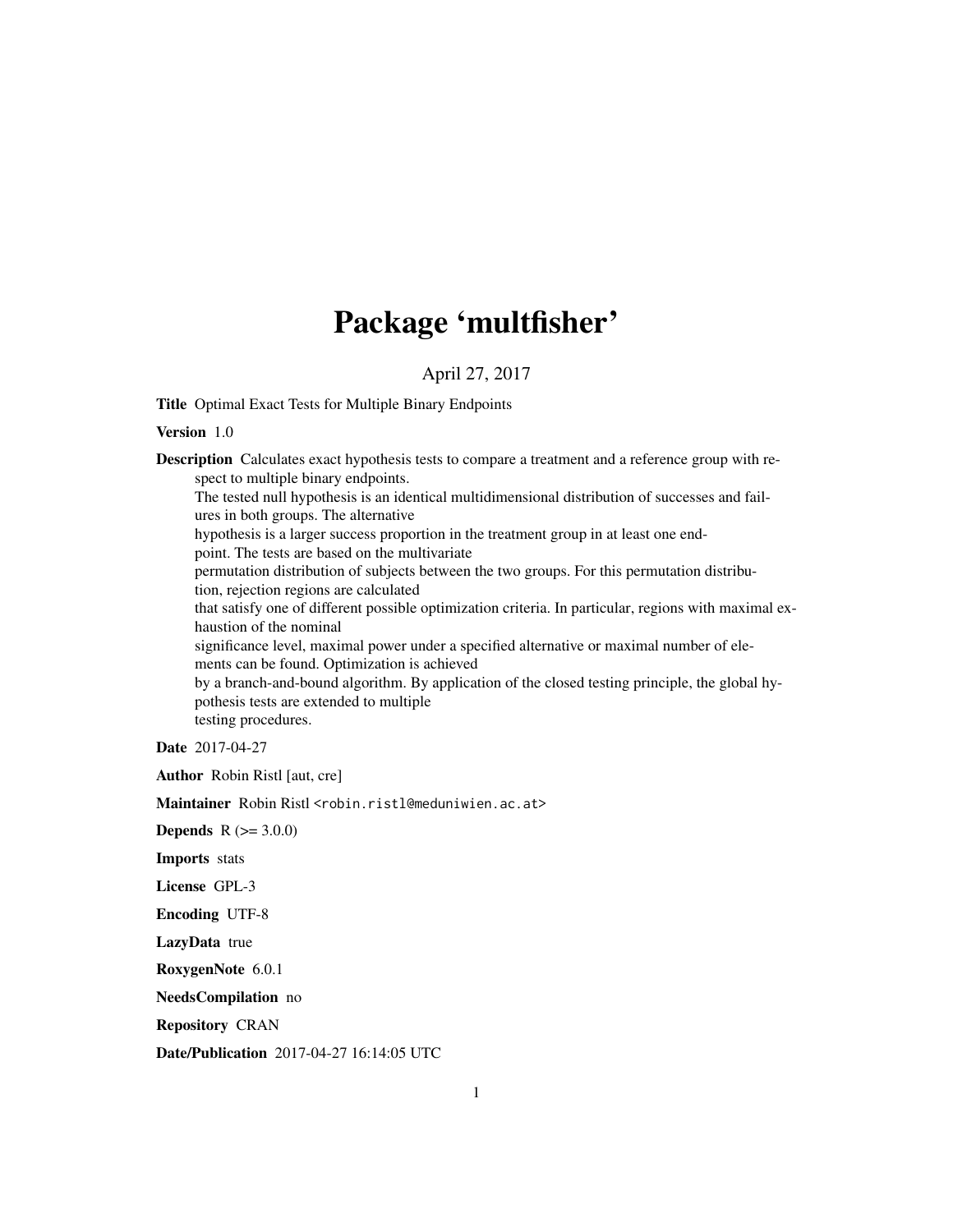# Package 'multfisher'

April 27, 2017

**Title** Optimal Exact Tests for Multiple Binary Endpoints

**Version** 1.0

**Description** Calculates exact hypothesis tests to compare a treatment and a reference group with respect to multiple binary endpoints.
The tested null hypothesis is an identical multidimensional distribution of successes and failures in both groups. The alternative
hypothesis is a larger success proportion in the treatment group in at least one endpoint. The tests are based on the multivariate
permutation distribution of subjects between the two groups. For this permutation distribution, rejection regions are calculated
that satisfy one of different possible optimization criteria. In particular, regions with maximal exhaustion of the nominal
significance level, maximal power under a specified alternative or maximal number of elements can be found. Optimization is achieved
by a branch-and-bound algorithm. By application of the closed testing principle, the global hypothesis tests are extended to multiple
testing procedures.

**Date** 2017-04-27

**Author** Robin Ristl [aut, cre]

**Maintainer** Robin Ristl <robin.ristl@meduniwien.ac.at>

**Depends** R (>= 3.0.0)

**Imports** stats

**License** GPL-3

**Encoding** UTF-8

**LazyData** true

**RoxygenNote** 6.0.1

**NeedsCompilation** no

**Repository** CRAN

**Date/Publication** 2017-04-27 16:14:05 UTC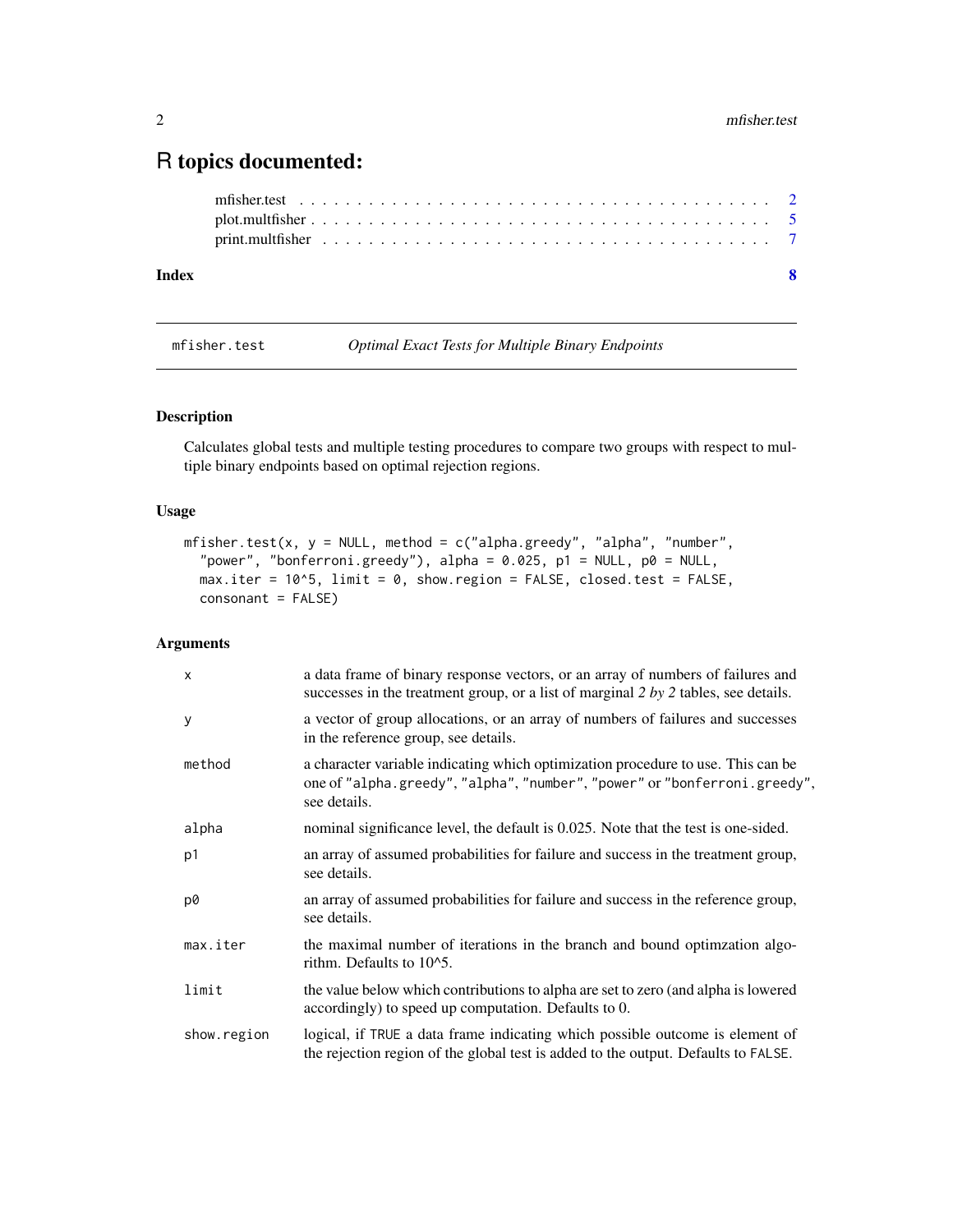# R topics documented:

mfisher.test . . . . . . . . . . . . . . . . . . . . . . . . . . . . . . . . . . . . . . . 2
plot.multfisher . . . . . . . . . . . . . . . . . . . . . . . . . . . . . . . . . . . . . . 5
print.multfisher . . . . . . . . . . . . . . . . . . . . . . . . . . . . . . . . . . . . . 7

**Index** **8**

---

mfisher.test *Optimal Exact Tests for Multiple Binary Endpoints*

---

### Description

Calculates global tests and multiple testing procedures to compare two groups with respect to multiple binary endpoints based on optimal rejection regions.

### Usage

```
mfisher.test(x, y = NULL, method = c("alpha.greedy", "alpha", "number",
  "power", "bonferroni.greedy"), alpha = 0.025, p1 = NULL, p0 = NULL,
  max.iter = 10^5, limit = 0, show.region = FALSE, closed.test = FALSE,
  consonant = FALSE)
```

### Arguments

| | |
|---|---|
| `x` | a data frame of binary response vectors, or an array of numbers of failures and successes in the treatment group, or a list of marginal *2 by 2* tables, see details. |
| `y` | a vector of group allocations, or an array of numbers of failures and successes in the reference group, see details. |
| `method` | a character variable indicating which optimization procedure to use. This can be one of `"alpha.greedy"`, `"alpha"`, `"number"`, `"power"` or `"bonferroni.greedy"`, see details. |
| `alpha` | nominal significance level, the default is 0.025. Note that the test is one-sided. |
| `p1` | an array of assumed probabilities for failure and success in the treatment group, see details. |
| `p0` | an array of assumed probabilities for failure and success in the reference group, see details. |
| `max.iter` | the maximal number of iterations in the branch and bound optimzation algorithm. Defaults to 10^5. |
| `limit` | the value below which contributions to alpha are set to zero (and alpha is lowered accordingly) to speed up computation. Defaults to 0. |
| `show.region` | logical, if `TRUE` a data frame indicating which possible outcome is element of the rejection region of the global test is added to the output. Defaults to `FALSE`. |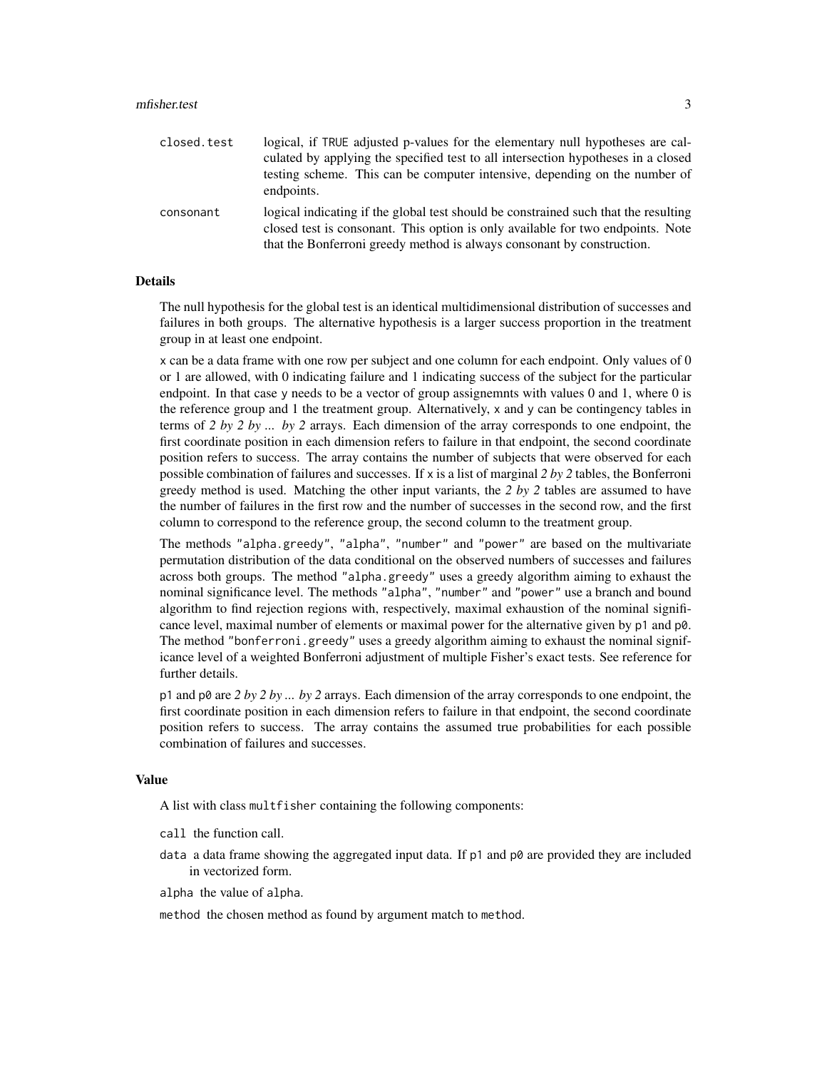`closed.test` logical, if `TRUE` adjusted p-values for the elementary null hypotheses are calculated by applying the specified test to all intersection hypotheses in a closed testing scheme. This can be computer intensive, depending on the number of endpoints.

`consonant` logical indicating if the global test should be constrained such that the resulting closed test is consonant. This option is only available for two endpoints. Note that the Bonferroni greedy method is always consonant by construction.

### Details

The null hypothesis for the global test is an identical multidimensional distribution of successes and failures in both groups. The alternative hypothesis is a larger success proportion in the treatment group in at least one endpoint.

`x` can be a data frame with one row per subject and one column for each endpoint. Only values of 0 or 1 are allowed, with 0 indicating failure and 1 indicating success of the subject for the particular endpoint. In that case `y` needs to be a vector of group assignemnts with values 0 and 1, where 0 is the reference group and 1 the treatment group. Alternatively, `x` and `y` can be contingency tables in terms of *2 by 2 by ... by 2* arrays. Each dimension of the array corresponds to one endpoint, the first coordinate position in each dimension refers to failure in that endpoint, the second coordinate position refers to success. The array contains the number of subjects that were observed for each possible combination of failures and successes. If `x` is a list of marginal *2 by 2* tables, the Bonferroni greedy method is used. Matching the other input variants, the *2 by 2* tables are assumed to have the number of failures in the first row and the number of successes in the second row, and the first column to correspond to the reference group, the second column to the treatment group.

The methods `"alpha.greedy"`, `"alpha"`, `"number"` and `"power"` are based on the multivariate permutation distribution of the data conditional on the observed numbers of successes and failures across both groups. The method `"alpha.greedy"` uses a greedy algorithm aiming to exhaust the nominal significance level. The methods `"alpha"`, `"number"` and `"power"` use a branch and bound algorithm to find rejection regions with, respectively, maximal exhaustion of the nominal significance level, maximal number of elements or maximal power for the alternative given by `p1` and `p0`. The method `"bonferroni.greedy"` uses a greedy algorithm aiming to exhaust the nominal significance level of a weighted Bonferroni adjustment of multiple Fisher's exact tests. See reference for further details.

`p1` and `p0` are *2 by 2 by ... by 2* arrays. Each dimension of the array corresponds to one endpoint, the first coordinate position in each dimension refers to failure in that endpoint, the second coordinate position refers to success. The array contains the assumed true probabilities for each possible combination of failures and successes.

### Value

A list with class `multfisher` containing the following components:

`call` the function call.

`data` a data frame showing the aggregated input data. If `p1` and `p0` are provided they are included in vectorized form.

`alpha` the value of `alpha`.

`method` the chosen method as found by argument match to `method`.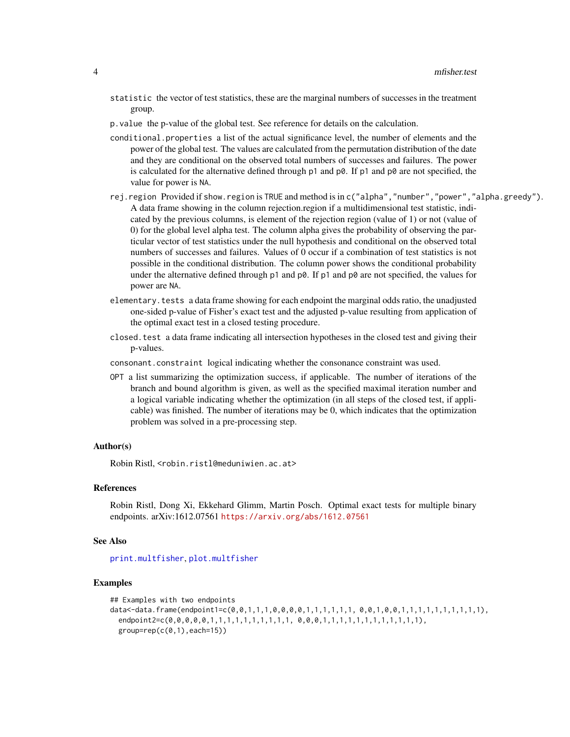`statistic` the vector of test statistics, these are the marginal numbers of successes in the treatment group.

`p.value` the p-value of the global test. See reference for details on the calculation.

`conditional.properties` a list of the actual significance level, the number of elements and the power of the global test. The values are calculated from the permutation distribution of the date and they are conditional on the observed total numbers of successes and failures. The power is calculated for the alternative defined through `p1` and `p0`. If `p1` and `p0` are not specified, the value for power is `NA`.

`rej.region` Provided if `show.region` is `TRUE` and method is in `c("alpha","number","power","alpha.greedy")`. A data frame showing in the column rejection.region if a multidimensional test statistic, indicated by the previous columns, is element of the rejection region (value of 1) or not (value of 0) for the global level alpha test. The column alpha gives the probability of observing the particular vector of test statistics under the null hypothesis and conditional on the observed total numbers of successes and failures. Values of 0 occur if a combination of test statistics is not possible in the conditional distribution. The column power shows the conditional probability under the alternative defined through `p1` and `p0`. If `p1` and `p0` are not specified, the values for power are `NA`.

`elementary.tests` a data frame showing for each endpoint the marginal odds ratio, the unadjusted one-sided p-value of Fisher's exact test and the adjusted p-value resulting from application of the optimal exact test in a closed testing procedure.

`closed.test` a data frame indicating all intersection hypotheses in the closed test and giving their p-values.

`consonant.constraint` logical indicating whether the consonance constraint was used.

`OPT` a list summarizing the optimization success, if applicable. The number of iterations of the branch and bound algorithm is given, as well as the specified maximal iteration number and a logical variable indicating whether the optimization (in all steps of the closed test, if applicable) was finished. The number of iterations may be 0, which indicates that the optimization problem was solved in a pre-processing step.

### Author(s)

Robin Ristl, <robin.ristl@meduniwien.ac.at>

### References

Robin Ristl, Dong Xi, Ekkehard Glimm, Martin Posch. Optimal exact tests for multiple binary endpoints. arXiv:1612.07561 https://arxiv.org/abs/1612.07561

### See Also

`print.multfisher`, `plot.multfisher`

### Examples

```
## Examples with two endpoints
data<-data.frame(endpoint1=c(0,0,1,1,1,0,0,0,0,1,1,1,1,1,1, 0,0,1,0,0,1,1,1,1,1,1,1,1,1,1),
  endpoint2=c(0,0,0,0,0,1,1,1,1,1,1,1,1,1,1, 0,0,0,1,1,1,1,1,1,1,1,1,1,1,1),
  group=rep(c(0,1),each=15))
```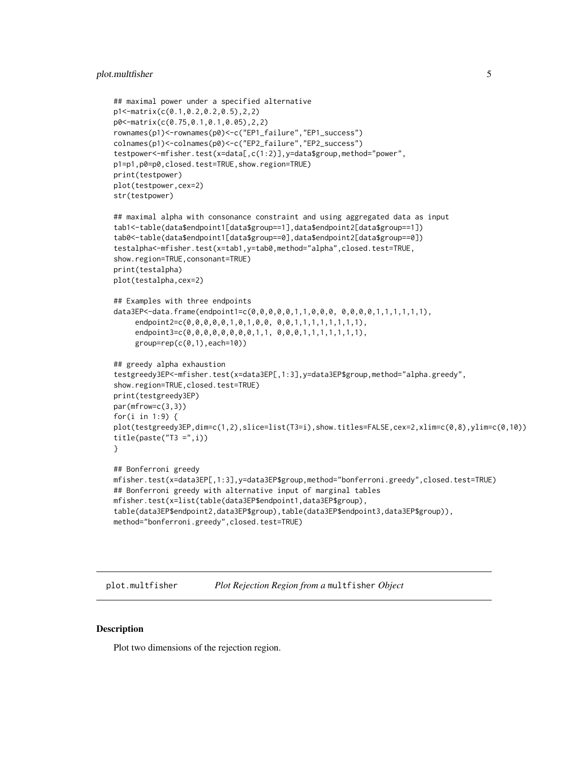```
## maximal power under a specified alternative
p1<-matrix(c(0.1,0.2,0.2,0.5),2,2)
p0<-matrix(c(0.75,0.1,0.1,0.05),2,2)
rownames(p1)<-rownames(p0)<-c("EP1_failure","EP1_success")
colnames(p1)<-colnames(p0)<-c("EP2_failure","EP2_success")
testpower<-mfisher.test(x=data[,c(1:2)],y=data$group,method="power",
p1=p1,p0=p0,closed.test=TRUE,show.region=TRUE)
print(testpower)
plot(testpower,cex=2)
str(testpower)

## maximal alpha with consonance constraint and using aggregated data as input
tab1<-table(data$endpoint1[data$group==1],data$endpoint2[data$group==1])
tab0<-table(data$endpoint1[data$group==0],data$endpoint2[data$group==0])
testalpha<-mfisher.test(x=tab1,y=tab0,method="alpha",closed.test=TRUE,
show.region=TRUE,consonant=TRUE)
print(testalpha)
plot(testalpha,cex=2)

## Examples with three endpoints
data3EP<-data.frame(endpoint1=c(0,0,0,0,0,1,1,0,0,0, 0,0,0,0,1,1,1,1,1,1),
     endpoint2=c(0,0,0,0,0,1,0,1,0,0, 0,0,1,1,1,1,1,1,1,1),
     endpoint3=c(0,0,0,0,0,0,0,0,1,1, 0,0,0,1,1,1,1,1,1,1),
     group=rep(c(0,1),each=10))

## greedy alpha exhaustion
testgreedy3EP<-mfisher.test(x=data3EP[,1:3],y=data3EP$group,method="alpha.greedy",
show.region=TRUE,closed.test=TRUE)
print(testgreedy3EP)
par(mfrow=c(3,3))
for(i in 1:9) {
plot(testgreedy3EP,dim=c(1,2),slice=list(T3=i),show.titles=FALSE,cex=2,xlim=c(0,8),ylim=c(0,10))
title(paste("T3 =",i))
}

## Bonferroni greedy
mfisher.test(x=data3EP[,1:3],y=data3EP$group,method="bonferroni.greedy",closed.test=TRUE)
## Bonferroni greedy with alternative input of marginal tables
mfisher.test(x=list(table(data3EP$endpoint1,data3EP$group),
table(data3EP$endpoint2,data3EP$group),table(data3EP$endpoint3,data3EP$group)),
method="bonferroni.greedy",closed.test=TRUE)
```

---

`plot.multfisher` *Plot Rejection Region from a* `multfisher` *Object*

---

## Description

Plot two dimensions of the rejection region.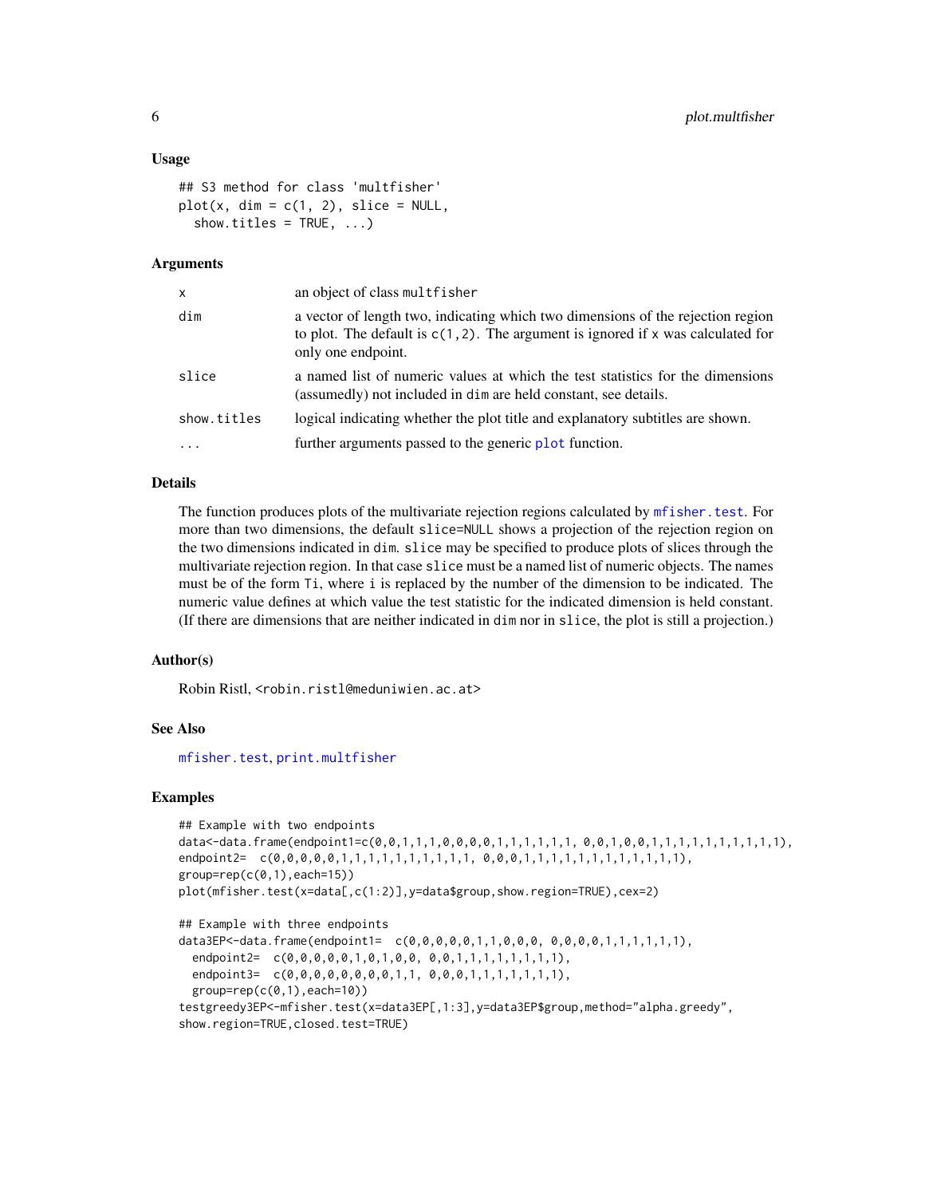## Usage

```
## S3 method for class 'multfisher'
plot(x, dim = c(1, 2), slice = NULL,
  show.titles = TRUE, ...)
```

## Arguments

| | |
|---|---|
| x | an object of class multfisher |
| dim | a vector of length two, indicating which two dimensions of the rejection region to plot. The default is c(1,2). The argument is ignored if x was calculated for only one endpoint. |
| slice | a named list of numeric values at which the test statistics for the dimensions (assumedly) not included in dim are held constant, see details. |
| show.titles | logical indicating whether the plot title and explanatory subtitles are shown. |
| ... | further arguments passed to the generic plot function. |

## Details

The function produces plots of the multivariate rejection regions calculated by mfisher.test. For more than two dimensions, the default slice=NULL shows a projection of the rejection region on the two dimensions indicated in dim. slice may be specified to produce plots of slices through the multivariate rejection region. In that case slice must be a named list of numeric objects. The names must be of the form Ti, where i is replaced by the number of the dimension to be indicated. The numeric value defines at which value the test statistic for the indicated dimension is held constant. (If there are dimensions that are neither indicated in dim nor in slice, the plot is still a projection.)

## Author(s)

Robin Ristl, <robin.ristl@meduniwien.ac.at>

## See Also

mfisher.test, print.multfisher

## Examples

```
## Example with two endpoints
data<-data.frame(endpoint1=c(0,0,1,1,1,0,0,0,0,1,1,1,1,1,1, 0,0,1,0,0,1,1,1,1,1,1,1,1,1,1),
endpoint2=  c(0,0,0,0,0,1,1,1,1,1,1,1,1,1,1, 0,0,0,1,1,1,1,1,1,1,1,1,1,1,1),
group=rep(c(0,1),each=15))
plot(mfisher.test(x=data[,c(1:2)],y=data$group,show.region=TRUE),cex=2)

## Example with three endpoints
data3EP<-data.frame(endpoint1=  c(0,0,0,0,0,1,1,0,0,0, 0,0,0,0,1,1,1,1,1,1),
  endpoint2=  c(0,0,0,0,0,1,0,1,0,0, 0,0,1,1,1,1,1,1,1,1),
  endpoint3=  c(0,0,0,0,0,0,0,0,1,1, 0,0,0,1,1,1,1,1,1,1),
  group=rep(c(0,1),each=10))
testgreedy3EP<-mfisher.test(x=data3EP[,1:3],y=data3EP$group,method="alpha.greedy",
show.region=TRUE,closed.test=TRUE)
```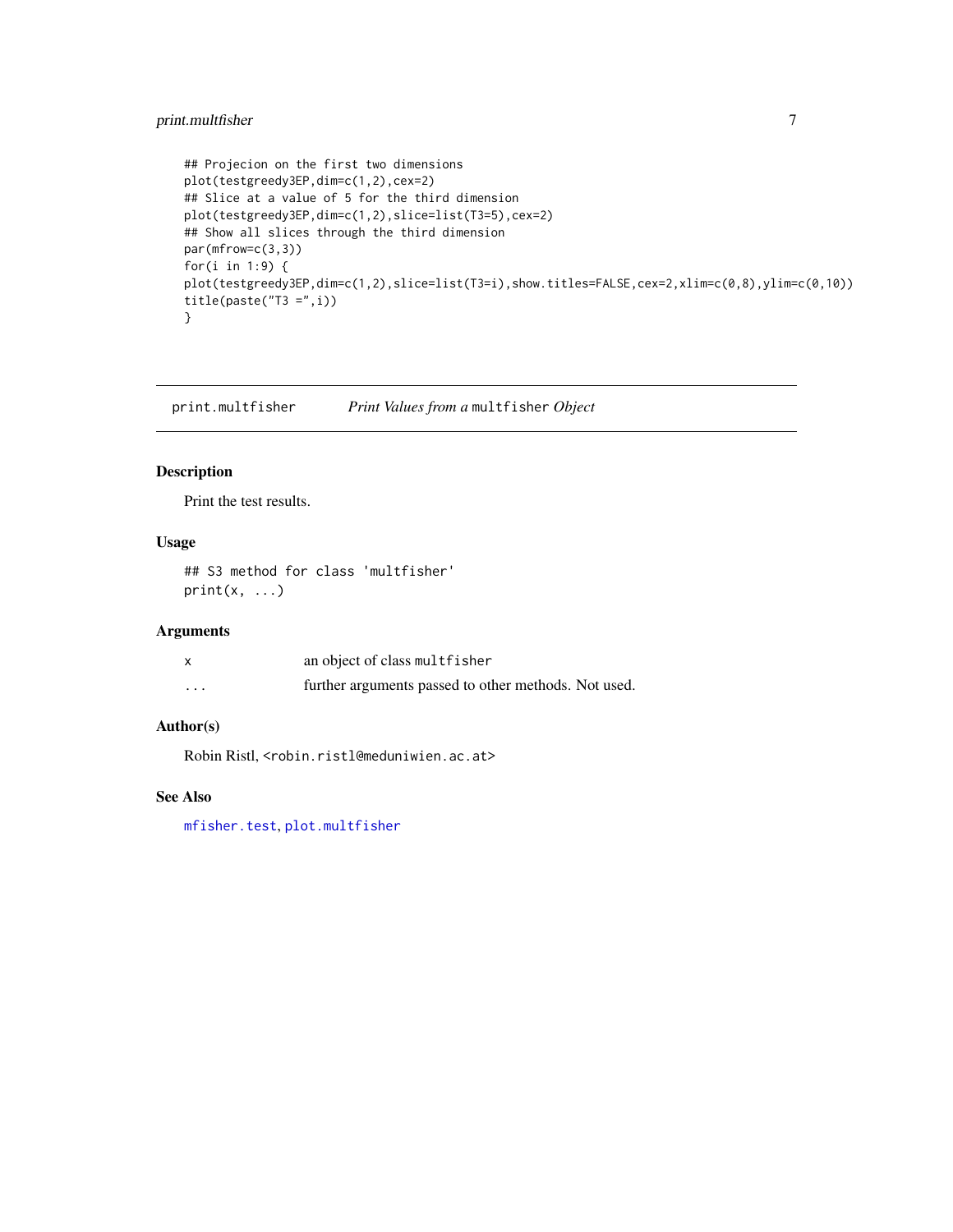```
## Projecion on the first two dimensions
plot(testgreedy3EP,dim=c(1,2),cex=2)
## Slice at a value of 5 for the third dimension
plot(testgreedy3EP,dim=c(1,2),slice=list(T3=5),cex=2)
## Show all slices through the third dimension
par(mfrow=c(3,3))
for(i in 1:9) {
plot(testgreedy3EP,dim=c(1,2),slice=list(T3=i),show.titles=FALSE,cex=2,xlim=c(0,8),ylim=c(0,10))
title(paste("T3 =",i))
}
```

---

## print.multfisher — *Print Values from a* `multfisher` *Object*

---

### Description

Print the test results.

### Usage

```
## S3 method for class 'multfisher'
print(x, ...)
```

### Arguments

| | |
|---|---|
| `x` | an object of class `multfisher` |
| `...` | further arguments passed to other methods. Not used. |

### Author(s)

Robin Ristl, `<robin.ristl@meduniwien.ac.at>`

### See Also

`mfisher.test`, `plot.multfisher`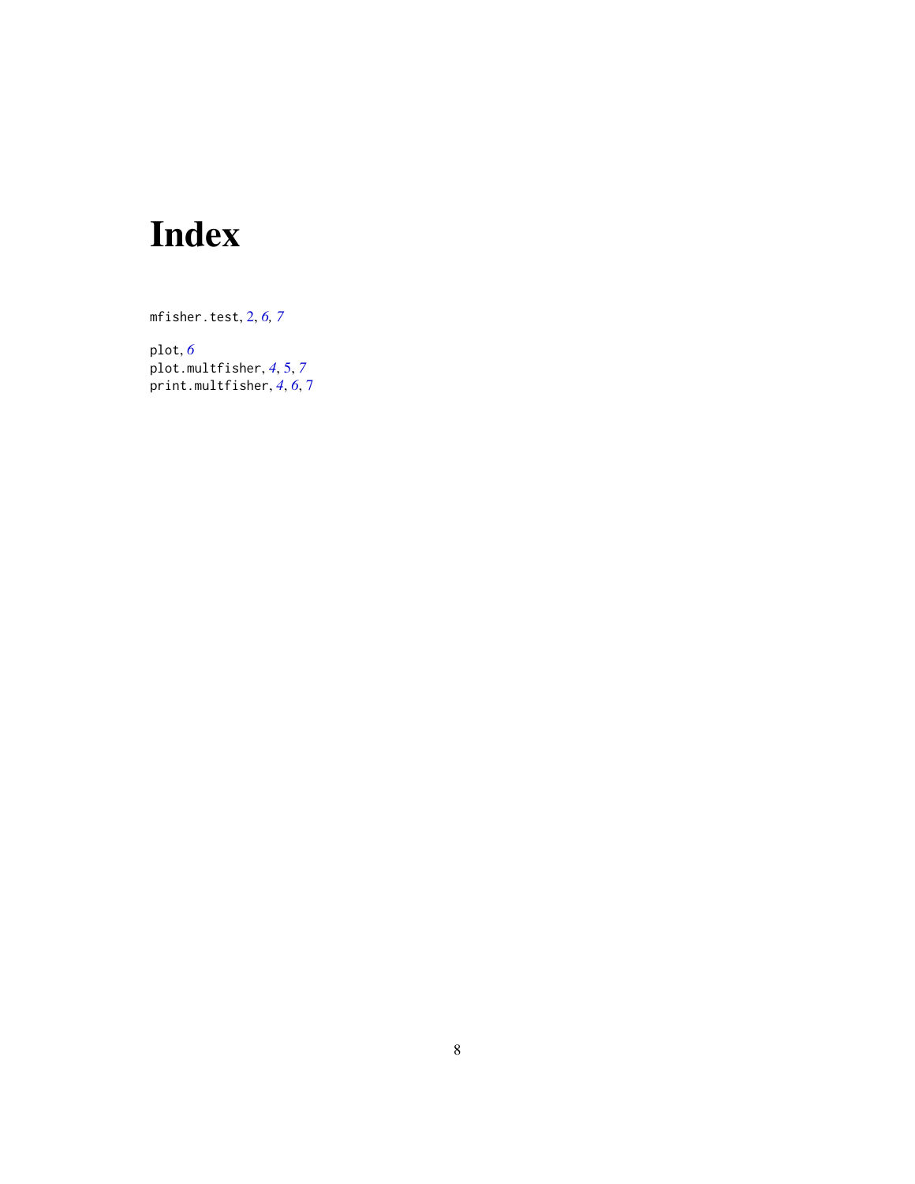# Index

mfisher.test, 2, *6*, *7*

plot, *6*
plot.multfisher, *4*, 5, *7*
print.multfisher, *4*, *6*, 7